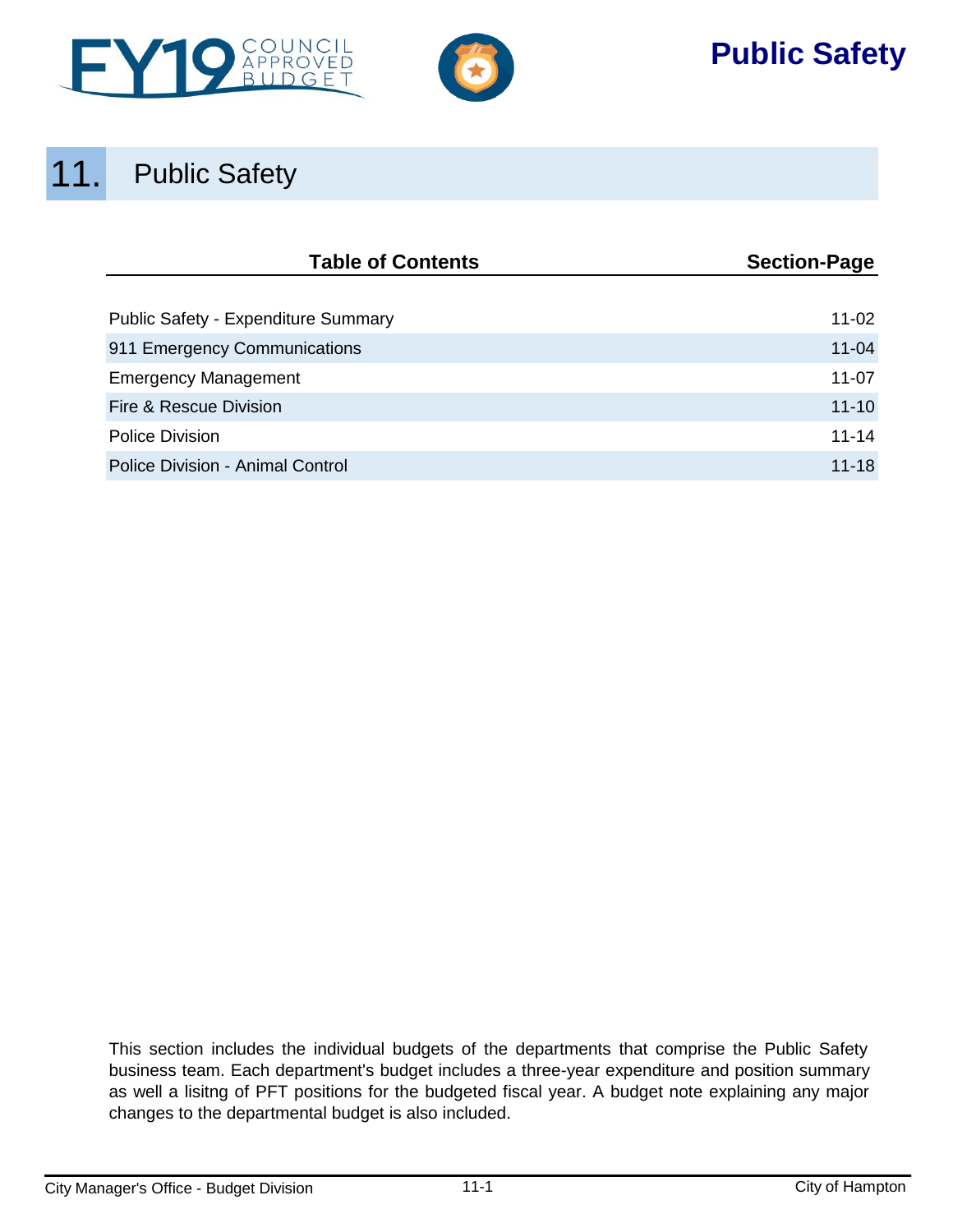# 11. Public Safety

| Table of Contents | Section-Page |
|---|---|
| Public Safety - Expenditure Summary | 11-02 |
| 911 Emergency Communications | 11-04 |
| Emergency Management | 11-07 |
| Fire & Rescue Division | 11-10 |
| Police Division | 11-14 |
| Police Division - Animal Control | 11-18 |

This section includes the individual budgets of the departments that comprise the Public Safety business team. Each department's budget includes a three-year expenditure and position summary as well a lisitng of PFT positions for the budgeted fiscal year. A budget note explaining any major changes to the departmental budget is also included.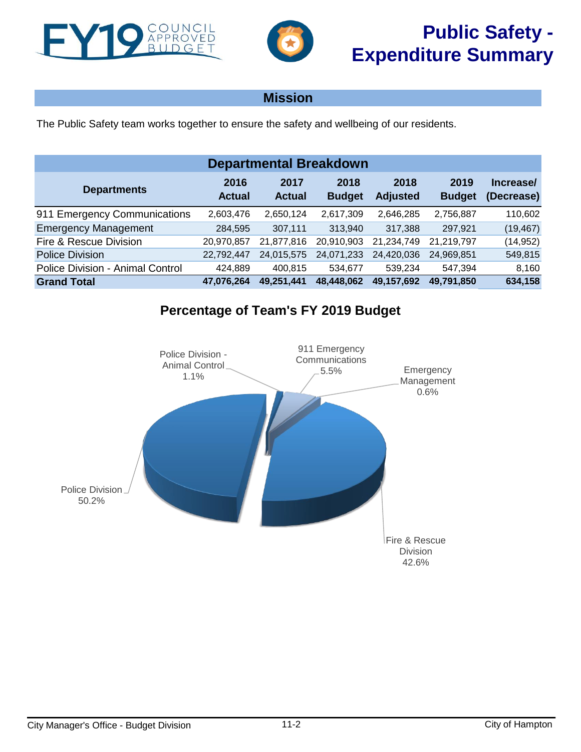# Public Safety - Expenditure Summary

## Mission

The Public Safety team works together to ensure the safety and wellbeing of our residents.

## Departmental Breakdown

| Departments | 2016 Actual | 2017 Actual | 2018 Budget | 2018 Adjusted | 2019 Budget | Increase/ (Decrease) |
|---|---|---|---|---|---|---|
| 911 Emergency Communications | 2,603,476 | 2,650,124 | 2,617,309 | 2,646,285 | 2,756,887 | 110,602 |
| Emergency Management | 284,595 | 307,111 | 313,940 | 317,388 | 297,921 | (19,467) |
| Fire & Rescue Division | 20,970,857 | 21,877,816 | 20,910,903 | 21,234,749 | 21,219,797 | (14,952) |
| Police Division | 22,792,447 | 24,015,575 | 24,071,233 | 24,420,036 | 24,969,851 | 549,815 |
| Police Division - Animal Control | 424,889 | 400,815 | 534,677 | 539,234 | 547,394 | 8,160 |
| **Grand Total** | **47,076,264** | **49,251,441** | **48,448,062** | **49,157,692** | **49,791,850** | **634,158** |

## Percentage of Team's FY 2019 Budget

Police Division - Animal Control 1.1%

911 Emergency Communications 5.5%

Emergency Management 0.6%

Police Division 50.2%

Fire & Rescue Division 42.6%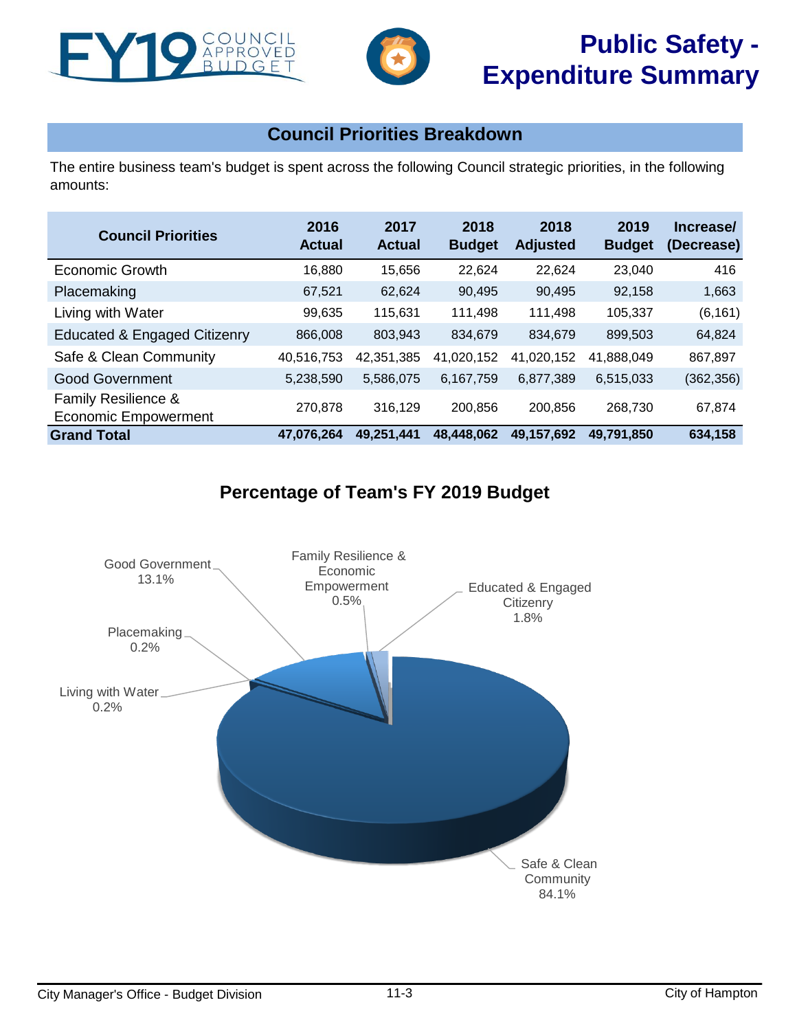# Public Safety - Expenditure Summary

## Council Priorities Breakdown

The entire business team's budget is spent across the following Council strategic priorities, in the following amounts:

| Council Priorities | 2016 Actual | 2017 Actual | 2018 Budget | 2018 Adjusted | 2019 Budget | Increase/ (Decrease) |
|---|---|---|---|---|---|---|
| Economic Growth | 16,880 | 15,656 | 22,624 | 22,624 | 23,040 | 416 |
| Placemaking | 67,521 | 62,624 | 90,495 | 90,495 | 92,158 | 1,663 |
| Living with Water | 99,635 | 115,631 | 111,498 | 111,498 | 105,337 | (6,161) |
| Educated & Engaged Citizenry | 866,008 | 803,943 | 834,679 | 834,679 | 899,503 | 64,824 |
| Safe & Clean Community | 40,516,753 | 42,351,385 | 41,020,152 | 41,020,152 | 41,888,049 | 867,897 |
| Good Government | 5,238,590 | 5,586,075 | 6,167,759 | 6,877,389 | 6,515,033 | (362,356) |
| Family Resilience & Economic Empowerment | 270,878 | 316,129 | 200,856 | 200,856 | 268,730 | 67,874 |
| **Grand Total** | **47,076,264** | **49,251,441** | **48,448,062** | **49,157,692** | **49,791,850** | **634,158** |

## Percentage of Team's FY 2019 Budget

- Good Government 13.1%
- Family Resilience & Economic Empowerment 0.5%
- Educated & Engaged Citizenry 1.8%
- Placemaking 0.2%
- Living with Water 0.2%
- Safe & Clean Community 84.1%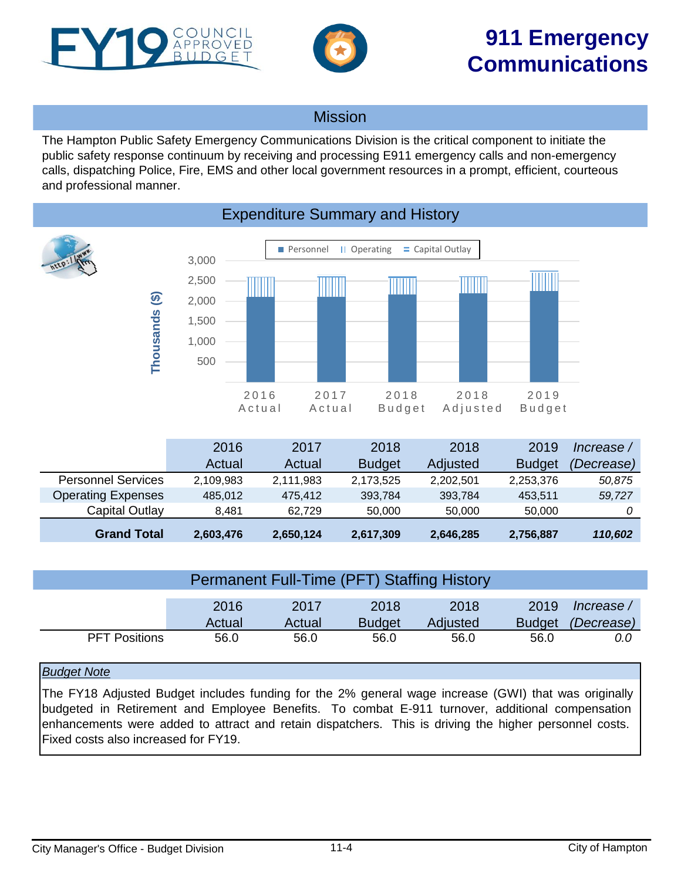# 911 Emergency Communications

FY19 COUNCIL APPROVED BUDGET

## Mission

The Hampton Public Safety Emergency Communications Division is the critical component to initiate the public safety response continuum by receiving and processing E911 emergency calls and non-emergency calls, dispatching Police, Fire, EMS and other local government resources in a prompt, efficient, courteous and professional manner.

## Expenditure Summary and History

| | 2016 Actual | 2017 Actual | 2018 Budget | 2018 Adjusted | 2019 Budget | *Increase / (Decrease)* |
|---|---|---|---|---|---|---|
| Personnel Services | 2,109,983 | 2,111,983 | 2,173,525 | 2,202,501 | 2,253,376 | *50,875* |
| Operating Expenses | 485,012 | 475,412 | 393,784 | 393,784 | 453,511 | *59,727* |
| Capital Outlay | 8,481 | 62,729 | 50,000 | 50,000 | 50,000 | *0* |
| **Grand Total** | **2,603,476** | **2,650,124** | **2,617,309** | **2,646,285** | **2,756,887** | ***110,602*** |

## Permanent Full-Time (PFT) Staffing History

| | 2016 Actual | 2017 Actual | 2018 Budget | 2018 Adjusted | 2019 Budget | *Increase / (Decrease)* |
|---|---|---|---|---|---|---|
| PFT Positions | 56.0 | 56.0 | 56.0 | 56.0 | 56.0 | *0.0* |

*Budget Note*

The FY18 Adjusted Budget includes funding for the 2% general wage increase (GWI) that was originally budgeted in Retirement and Employee Benefits. To combat E-911 turnover, additional compensation enhancements were added to attract and retain dispatchers. This is driving the higher personnel costs. Fixed costs also increased for FY19.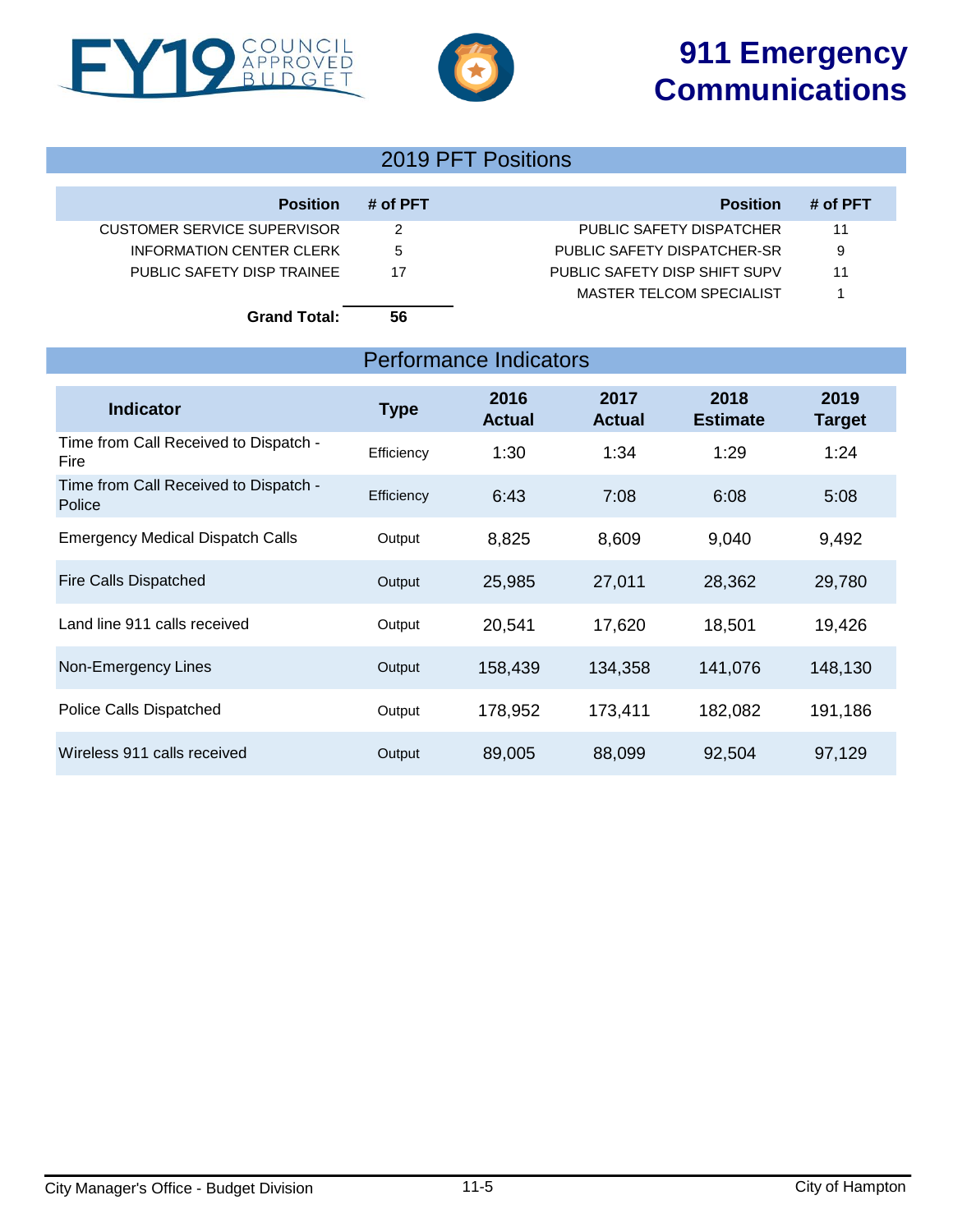# 911 Emergency Communications

## 2019 PFT Positions

| Position | # of PFT |
|---|---|
| CUSTOMER SERVICE SUPERVISOR | 2 |
| INFORMATION CENTER CLERK | 5 |
| PUBLIC SAFETY DISP TRAINEE | 17 |
| PUBLIC SAFETY DISPATCHER | 11 |
| PUBLIC SAFETY DISPATCHER-SR | 9 |
| PUBLIC SAFETY DISP SHIFT SUPV | 11 |
| MASTER TELCOM SPECIALIST | 1 |
| **Grand Total:** | **56** |

## Performance Indicators

| Indicator | Type | 2016 Actual | 2017 Actual | 2018 Estimate | 2019 Target |
|---|---|---|---|---|---|
| Time from Call Received to Dispatch - Fire | Efficiency | 1:30 | 1:34 | 1:29 | 1:24 |
| Time from Call Received to Dispatch - Police | Efficiency | 6:43 | 7:08 | 6:08 | 5:08 |
| Emergency Medical Dispatch Calls | Output | 8,825 | 8,609 | 9,040 | 9,492 |
| Fire Calls Dispatched | Output | 25,985 | 27,011 | 28,362 | 29,780 |
| Land line 911 calls received | Output | 20,541 | 17,620 | 18,501 | 19,426 |
| Non-Emergency Lines | Output | 158,439 | 134,358 | 141,076 | 148,130 |
| Police Calls Dispatched | Output | 178,952 | 173,411 | 182,082 | 191,186 |
| Wireless 911 calls received | Output | 89,005 | 88,099 | 92,504 | 97,129 |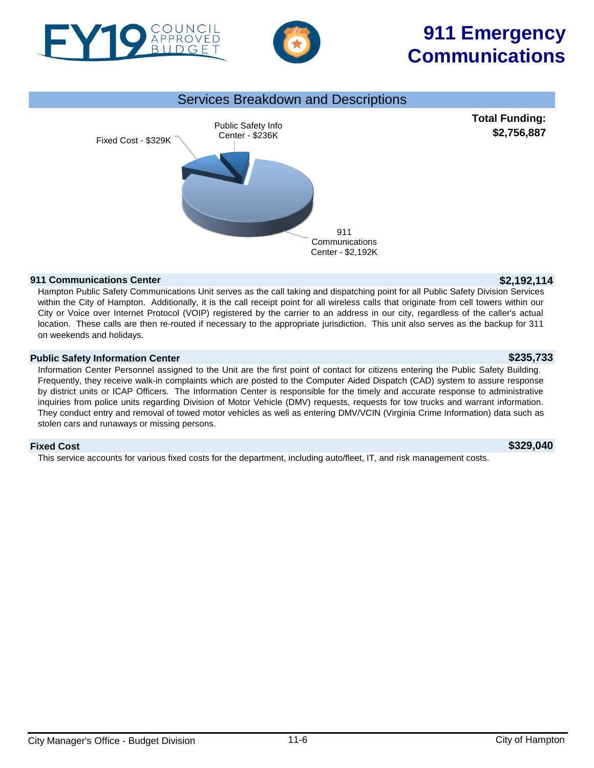# 911 Emergency Communications

## Services Breakdown and Descriptions

**Total Funding: $2,756,887**

Fixed Cost - $329K

Public Safety Info Center - $236K

911 Communications Center - $2,192K

### 911 Communications Center — $2,192,114

Hampton Public Safety Communications Unit serves as the call taking and dispatching point for all Public Safety Division Services within the City of Hampton. Additionally, it is the call receipt point for all wireless calls that originate from cell towers within our City or Voice over Internet Protocol (VOIP) registered by the carrier to an address in our city, regardless of the caller's actual location. These calls are then re-routed if necessary to the appropriate jurisdiction. This unit also serves as the backup for 311 on weekends and holidays.

### Public Safety Information Center — $235,733

Information Center Personnel assigned to the Unit are the first point of contact for citizens entering the Public Safety Building. Frequently, they receive walk-in complaints which are posted to the Computer Aided Dispatch (CAD) system to assure response by district units or ICAP Officers. The Information Center is responsible for the timely and accurate response to administrative inquiries from police units regarding Division of Motor Vehicle (DMV) requests, requests for tow trucks and warrant information. They conduct entry and removal of towed motor vehicles as well as entering DMV/VCIN (Virginia Crime Information) data such as stolen cars and runaways or missing persons.

### Fixed Cost — $329,040

This service accounts for various fixed costs for the department, including auto/fleet, IT, and risk management costs.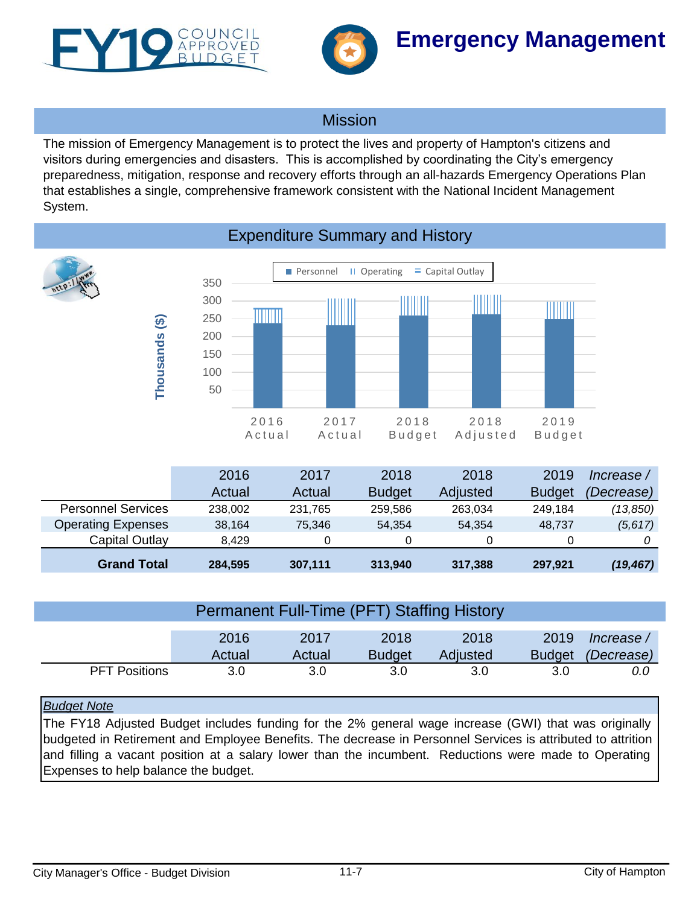# Emergency Management

## Mission

The mission of Emergency Management is to protect the lives and property of Hampton's citizens and visitors during emergencies and disasters. This is accomplished by coordinating the City's emergency preparedness, mitigation, response and recovery efforts through an all-hazards Emergency Operations Plan that establishes a single, comprehensive framework consistent with the National Incident Management System.

## Expenditure Summary and History

| | 2016 Actual | 2017 Actual | 2018 Budget | 2018 Adjusted | 2019 Budget | *Increase / (Decrease)* |
|---|---|---|---|---|---|---|
| Personnel Services | 238,002 | 231,765 | 259,586 | 263,034 | 249,184 | *(13,850)* |
| Operating Expenses | 38,164 | 75,346 | 54,354 | 54,354 | 48,737 | *(5,617)* |
| Capital Outlay | 8,429 | 0 | 0 | 0 | 0 | *0* |
| **Grand Total** | **284,595** | **307,111** | **313,940** | **317,388** | **297,921** | ***(19,467)*** |

## Permanent Full-Time (PFT) Staffing History

| | 2016 Actual | 2017 Actual | 2018 Budget | 2018 Adjusted | 2019 Budget | *Increase / (Decrease)* |
|---|---|---|---|---|---|---|
| PFT Positions | 3.0 | 3.0 | 3.0 | 3.0 | 3.0 | *0.0* |

*Budget Note*

The FY18 Adjusted Budget includes funding for the 2% general wage increase (GWI) that was originally budgeted in Retirement and Employee Benefits. The decrease in Personnel Services is attributed to attrition and filling a vacant position at a salary lower than the incumbent. Reductions were made to Operating Expenses to help balance the budget.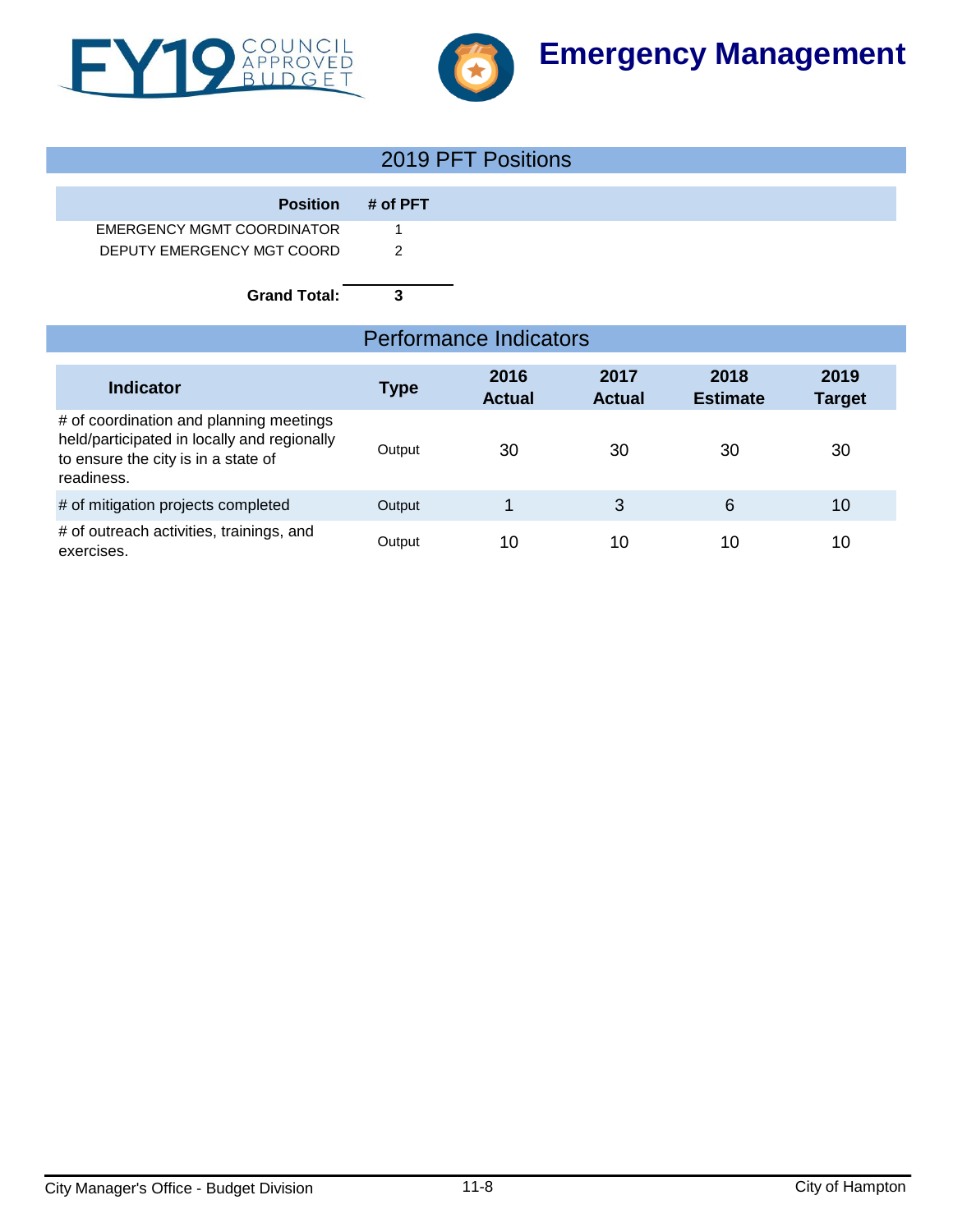# FY19 COUNCIL APPROVED BUDGET

# Emergency Management

## 2019 PFT Positions

| Position | # of PFT |
|---|---|
| EMERGENCY MGMT COORDINATOR | 1 |
| DEPUTY EMERGENCY MGT COORD | 2 |
| **Grand Total:** | **3** |

## Performance Indicators

| Indicator | Type | 2016 Actual | 2017 Actual | 2018 Estimate | 2019 Target |
|---|---|---|---|---|---|
| # of coordination and planning meetings held/participated in locally and regionally to ensure the city is in a state of readiness. | Output | 30 | 30 | 30 | 30 |
| # of mitigation projects completed | Output | 1 | 3 | 6 | 10 |
| # of outreach activities, trainings, and exercises. | Output | 10 | 10 | 10 | 10 |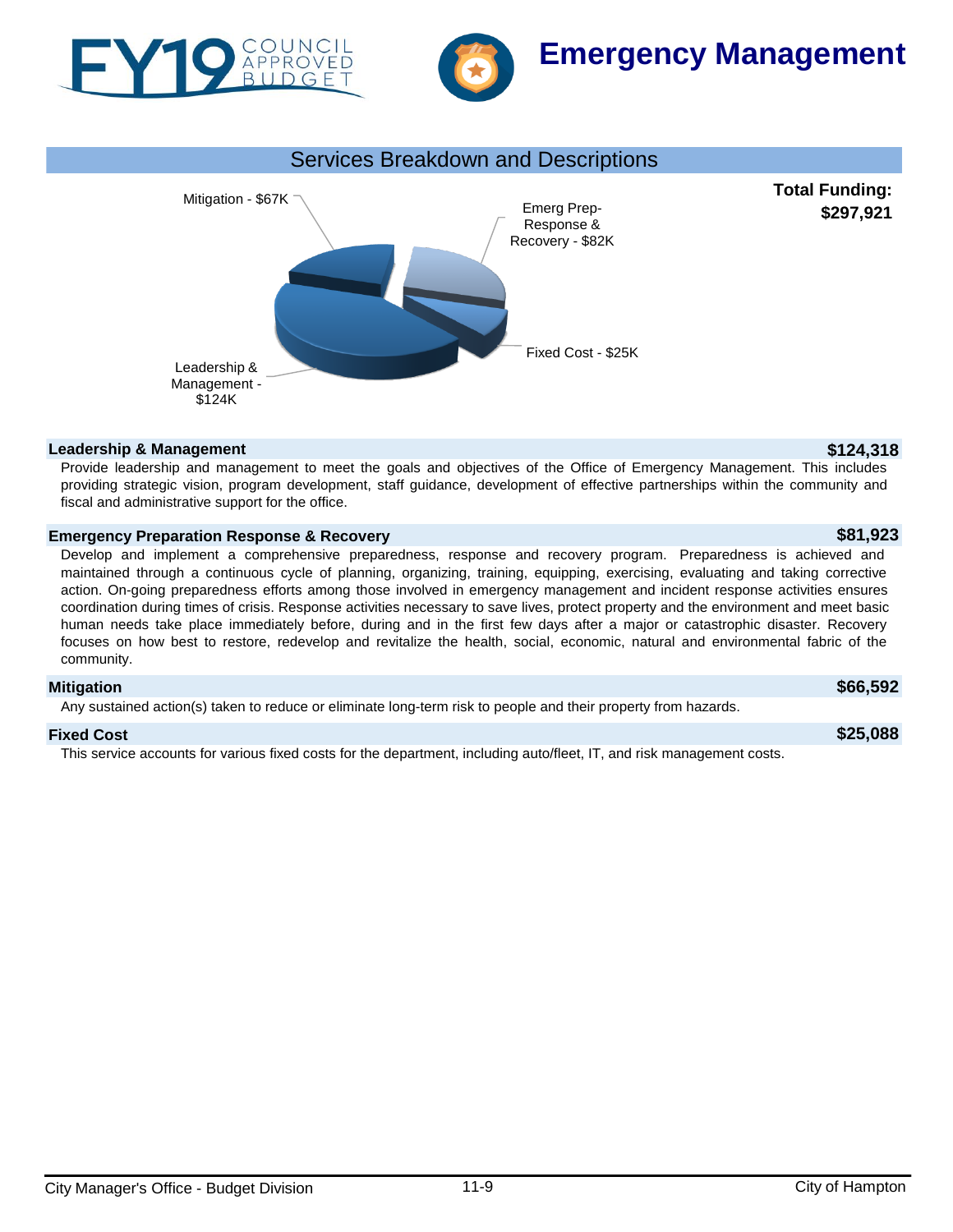# Emergency Management

## Services Breakdown and Descriptions

**Total Funding: $297,921**

Mitigation - $67K

Emerg Prep-Response & Recovery - $82K

Fixed Cost - $25K

Leadership & Management - $124K

### Leadership & Management — $124,318

Provide leadership and management to meet the goals and objectives of the Office of Emergency Management. This includes providing strategic vision, program development, staff guidance, development of effective partnerships within the community and fiscal and administrative support for the office.

### Emergency Preparation Response & Recovery — $81,923

Develop and implement a comprehensive preparedness, response and recovery program. Preparedness is achieved and maintained through a continuous cycle of planning, organizing, training, equipping, exercising, evaluating and taking corrective action. On-going preparedness efforts among those involved in emergency management and incident response activities ensures coordination during times of crisis. Response activities necessary to save lives, protect property and the environment and meet basic human needs take place immediately before, during and in the first few days after a major or catastrophic disaster. Recovery focuses on how best to restore, redevelop and revitalize the health, social, economic, natural and environmental fabric of the community.

### Mitigation — $66,592

Any sustained action(s) taken to reduce or eliminate long-term risk to people and their property from hazards.

### Fixed Cost — $25,088

This service accounts for various fixed costs for the department, including auto/fleet, IT, and risk management costs.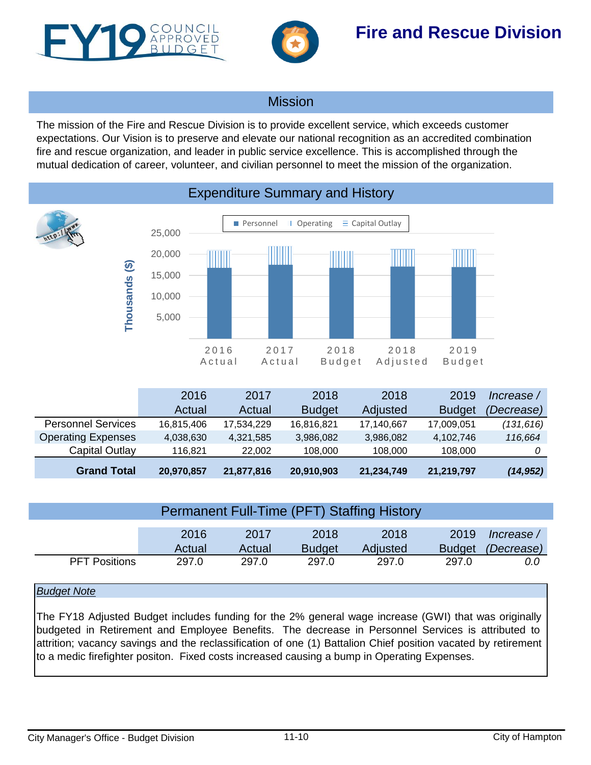FY19 COUNCIL APPROVED BUDGET

# Fire and Rescue Division

## Mission

The mission of the Fire and Rescue Division is to provide excellent service, which exceeds customer expectations. Our Vision is to preserve and elevate our national recognition as an accredited combination fire and rescue organization, and leader in public service excellence. This is accomplished through the mutual dedication of career, volunteer, and civilian personnel to meet the mission of the organization.

## Expenditure Summary and History

| | 2016 Actual | 2017 Actual | 2018 Budget | 2018 Adjusted | 2019 Budget | *Increase / (Decrease)* |
|---|---|---|---|---|---|---|
| Personnel Services | 16,815,406 | 17,534,229 | 16,816,821 | 17,140,667 | 17,009,051 | *(131,616)* |
| Operating Expenses | 4,038,630 | 4,321,585 | 3,986,082 | 3,986,082 | 4,102,746 | *116,664* |
| Capital Outlay | 116,821 | 22,002 | 108,000 | 108,000 | 108,000 | *0* |
| **Grand Total** | **20,970,857** | **21,877,816** | **20,910,903** | **21,234,749** | **21,219,797** | ***(14,952)*** |

## Permanent Full-Time (PFT) Staffing History

| | 2016 Actual | 2017 Actual | 2018 Budget | 2018 Adjusted | 2019 Budget | *Increase / (Decrease)* |
|---|---|---|---|---|---|---|
| PFT Positions | 297.0 | 297.0 | 297.0 | 297.0 | 297.0 | *0.0* |

*Budget Note*

The FY18 Adjusted Budget includes funding for the 2% general wage increase (GWI) that was originally budgeted in Retirement and Employee Benefits. The decrease in Personnel Services is attributed to attrition; vacancy savings and the reclassification of one (1) Battalion Chief position vacated by retirement to a medic firefighter positon. Fixed costs increased causing a bump in Operating Expenses.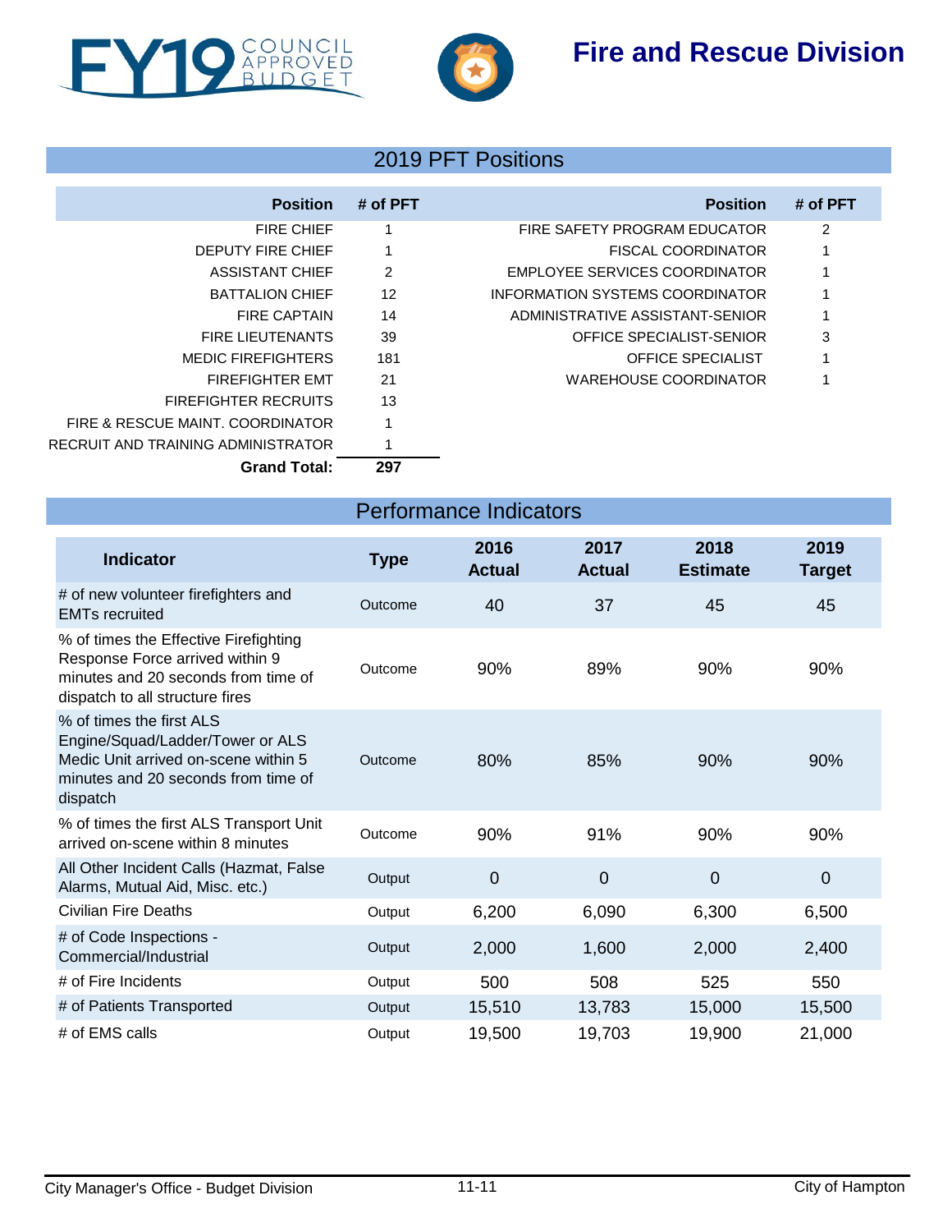# Fire and Rescue Division

## 2019 PFT Positions

| Position | # of PFT |
|---|---|
| FIRE CHIEF | 1 |
| DEPUTY FIRE CHIEF | 1 |
| ASSISTANT CHIEF | 2 |
| BATTALION CHIEF | 12 |
| FIRE CAPTAIN | 14 |
| FIRE LIEUTENANTS | 39 |
| MEDIC FIREFIGHTERS | 181 |
| FIREFIGHTER EMT | 21 |
| FIREFIGHTER RECRUITS | 13 |
| FIRE & RESCUE MAINT. COORDINATOR | 1 |
| RECRUIT AND TRAINING ADMINISTRATOR | 1 |
| FIRE SAFETY PROGRAM EDUCATOR | 2 |
| FISCAL COORDINATOR | 1 |
| EMPLOYEE SERVICES COORDINATOR | 1 |
| INFORMATION SYSTEMS COORDINATOR | 1 |
| ADMINISTRATIVE ASSISTANT-SENIOR | 1 |
| OFFICE SPECIALIST-SENIOR | 3 |
| OFFICE SPECIALIST | 1 |
| WAREHOUSE COORDINATOR | 1 |
| **Grand Total:** | **297** |

## Performance Indicators

| Indicator | Type | 2016 Actual | 2017 Actual | 2018 Estimate | 2019 Target |
|---|---|---|---|---|---|
| # of new volunteer firefighters and EMTs recruited | Outcome | 40 | 37 | 45 | 45 |
| % of times the Effective Firefighting Response Force arrived within 9 minutes and 20 seconds from time of dispatch to all structure fires | Outcome | 90% | 89% | 90% | 90% |
| % of times the first ALS Engine/Squad/Ladder/Tower or ALS Medic Unit arrived on-scene within 5 minutes and 20 seconds from time of dispatch | Outcome | 80% | 85% | 90% | 90% |
| % of times the first ALS Transport Unit arrived on-scene within 8 minutes | Outcome | 90% | 91% | 90% | 90% |
| All Other Incident Calls (Hazmat, False Alarms, Mutual Aid, Misc. etc.) | Output | 0 | 0 | 0 | 0 |
| Civilian Fire Deaths | Output | 6,200 | 6,090 | 6,300 | 6,500 |
| # of Code Inspections - Commercial/Industrial | Output | 2,000 | 1,600 | 2,000 | 2,400 |
| # of Fire Incidents | Output | 500 | 508 | 525 | 550 |
| # of Patients Transported | Output | 15,510 | 13,783 | 15,000 | 15,500 |
| # of EMS calls | Output | 19,500 | 19,703 | 19,900 | 21,000 |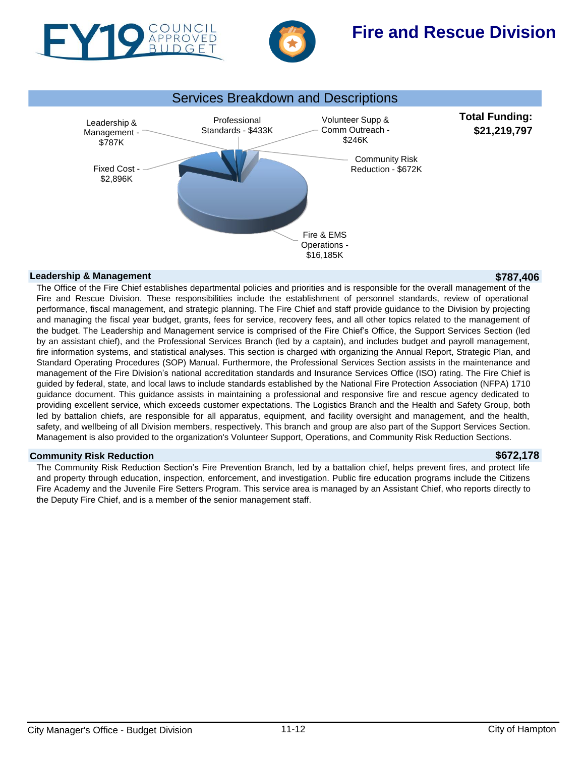# Fire and Rescue Division

## Services Breakdown and Descriptions

**Total Funding: $21,219,797**

Leadership & Management - $787K

Professional Standards - $433K

Volunteer Supp & Comm Outreach - $246K

Community Risk Reduction - $672K

Fixed Cost - $2,896K

Fire & EMS Operations - $16,185K

### Leadership & Management — $787,406

The Office of the Fire Chief establishes departmental policies and priorities and is responsible for the overall management of the Fire and Rescue Division. These responsibilities include the establishment of personnel standards, review of operational performance, fiscal management, and strategic planning. The Fire Chief and staff provide guidance to the Division by projecting and managing the fiscal year budget, grants, fees for service, recovery fees, and all other topics related to the management of the budget. The Leadership and Management service is comprised of the Fire Chief's Office, the Support Services Section (led by an assistant chief), and the Professional Services Branch (led by a captain), and includes budget and payroll management, fire information systems, and statistical analyses. This section is charged with organizing the Annual Report, Strategic Plan, and Standard Operating Procedures (SOP) Manual. Furthermore, the Professional Services Section assists in the maintenance and management of the Fire Division's national accreditation standards and Insurance Services Office (ISO) rating. The Fire Chief is guided by federal, state, and local laws to include standards established by the National Fire Protection Association (NFPA) 1710 guidance document. This guidance assists in maintaining a professional and responsive fire and rescue agency dedicated to providing excellent service, which exceeds customer expectations. The Logistics Branch and the Health and Safety Group, both led by battalion chiefs, are responsible for all apparatus, equipment, and facility oversight and management, and the health, safety, and wellbeing of all Division members, respectively. This branch and group are also part of the Support Services Section. Management is also provided to the organization's Volunteer Support, Operations, and Community Risk Reduction Sections.

### Community Risk Reduction — $672,178

The Community Risk Reduction Section's Fire Prevention Branch, led by a battalion chief, helps prevent fires, and protect life and property through education, inspection, enforcement, and investigation. Public fire education programs include the Citizens Fire Academy and the Juvenile Fire Setters Program. This service area is managed by an Assistant Chief, who reports directly to the Deputy Fire Chief, and is a member of the senior management staff.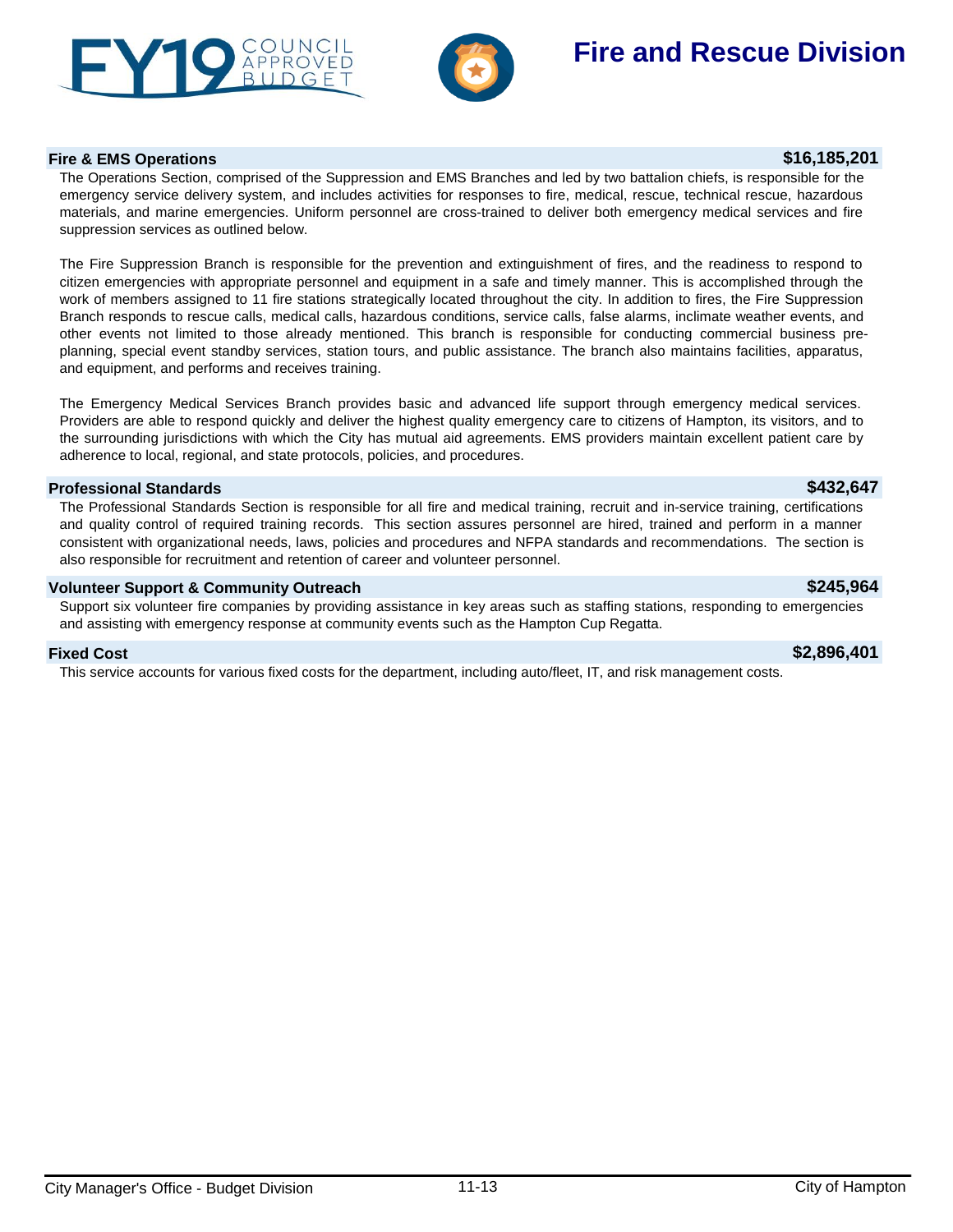# Fire and Rescue Division

## Fire & EMS Operations — $16,185,201

The Operations Section, comprised of the Suppression and EMS Branches and led by two battalion chiefs, is responsible for the emergency service delivery system, and includes activities for responses to fire, medical, rescue, technical rescue, hazardous materials, and marine emergencies. Uniform personnel are cross-trained to deliver both emergency medical services and fire suppression services as outlined below.

The Fire Suppression Branch is responsible for the prevention and extinguishment of fires, and the readiness to respond to citizen emergencies with appropriate personnel and equipment in a safe and timely manner. This is accomplished through the work of members assigned to 11 fire stations strategically located throughout the city. In addition to fires, the Fire Suppression Branch responds to rescue calls, medical calls, hazardous conditions, service calls, false alarms, inclimate weather events, and other events not limited to those already mentioned. This branch is responsible for conducting commercial business pre-planning, special event standby services, station tours, and public assistance. The branch also maintains facilities, apparatus, and equipment, and performs and receives training.

The Emergency Medical Services Branch provides basic and advanced life support through emergency medical services. Providers are able to respond quickly and deliver the highest quality emergency care to citizens of Hampton, its visitors, and to the surrounding jurisdictions with which the City has mutual aid agreements. EMS providers maintain excellent patient care by adherence to local, regional, and state protocols, policies, and procedures.

## Professional Standards — $432,647

The Professional Standards Section is responsible for all fire and medical training, recruit and in-service training, certifications and quality control of required training records. This section assures personnel are hired, trained and perform in a manner consistent with organizational needs, laws, policies and procedures and NFPA standards and recommendations. The section is also responsible for recruitment and retention of career and volunteer personnel.

## Volunteer Support & Community Outreach — $245,964

Support six volunteer fire companies by providing assistance in key areas such as staffing stations, responding to emergencies and assisting with emergency response at community events such as the Hampton Cup Regatta.

## Fixed Cost — $2,896,401

This service accounts for various fixed costs for the department, including auto/fleet, IT, and risk management costs.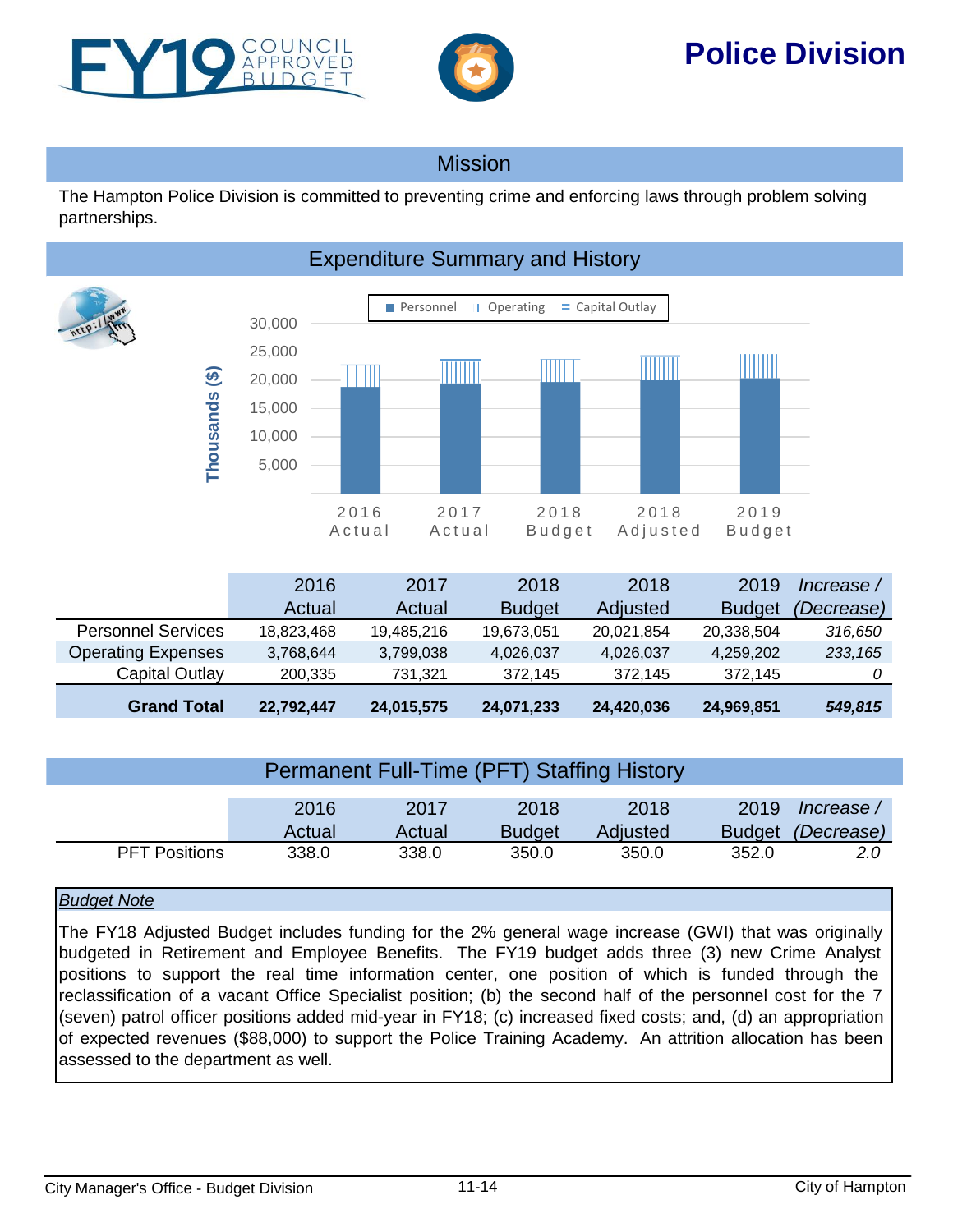# Police Division

FY19 COUNCIL APPROVED BUDGET

## Mission

The Hampton Police Division is committed to preventing crime and enforcing laws through problem solving partnerships.

## Expenditure Summary and History

|  | 2016 Actual | 2017 Actual | 2018 Budget | 2018 Adjusted | 2019 Budget | *Increase / (Decrease)* |
|---|---|---|---|---|---|---|
| Personnel Services | 18,823,468 | 19,485,216 | 19,673,051 | 20,021,854 | 20,338,504 | *316,650* |
| Operating Expenses | 3,768,644 | 3,799,038 | 4,026,037 | 4,026,037 | 4,259,202 | *233,165* |
| Capital Outlay | 200,335 | 731,321 | 372,145 | 372,145 | 372,145 | *0* |
| **Grand Total** | **22,792,447** | **24,015,575** | **24,071,233** | **24,420,036** | **24,969,851** | ***549,815*** |

## Permanent Full-Time (PFT) Staffing History

|  | 2016 Actual | 2017 Actual | 2018 Budget | 2018 Adjusted | 2019 Budget | *Increase / (Decrease)* |
|---|---|---|---|---|---|---|
| PFT Positions | 338.0 | 338.0 | 350.0 | 350.0 | 352.0 | *2.0* |

*Budget Note*

The FY18 Adjusted Budget includes funding for the 2% general wage increase (GWI) that was originally budgeted in Retirement and Employee Benefits. The FY19 budget adds three (3) new Crime Analyst positions to support the real time information center, one position of which is funded through the reclassification of a vacant Office Specialist position; (b) the second half of the personnel cost for the 7 (seven) patrol officer positions added mid-year in FY18; (c) increased fixed costs; and, (d) an appropriation of expected revenues ($88,000) to support the Police Training Academy. An attrition allocation has been assessed to the department as well.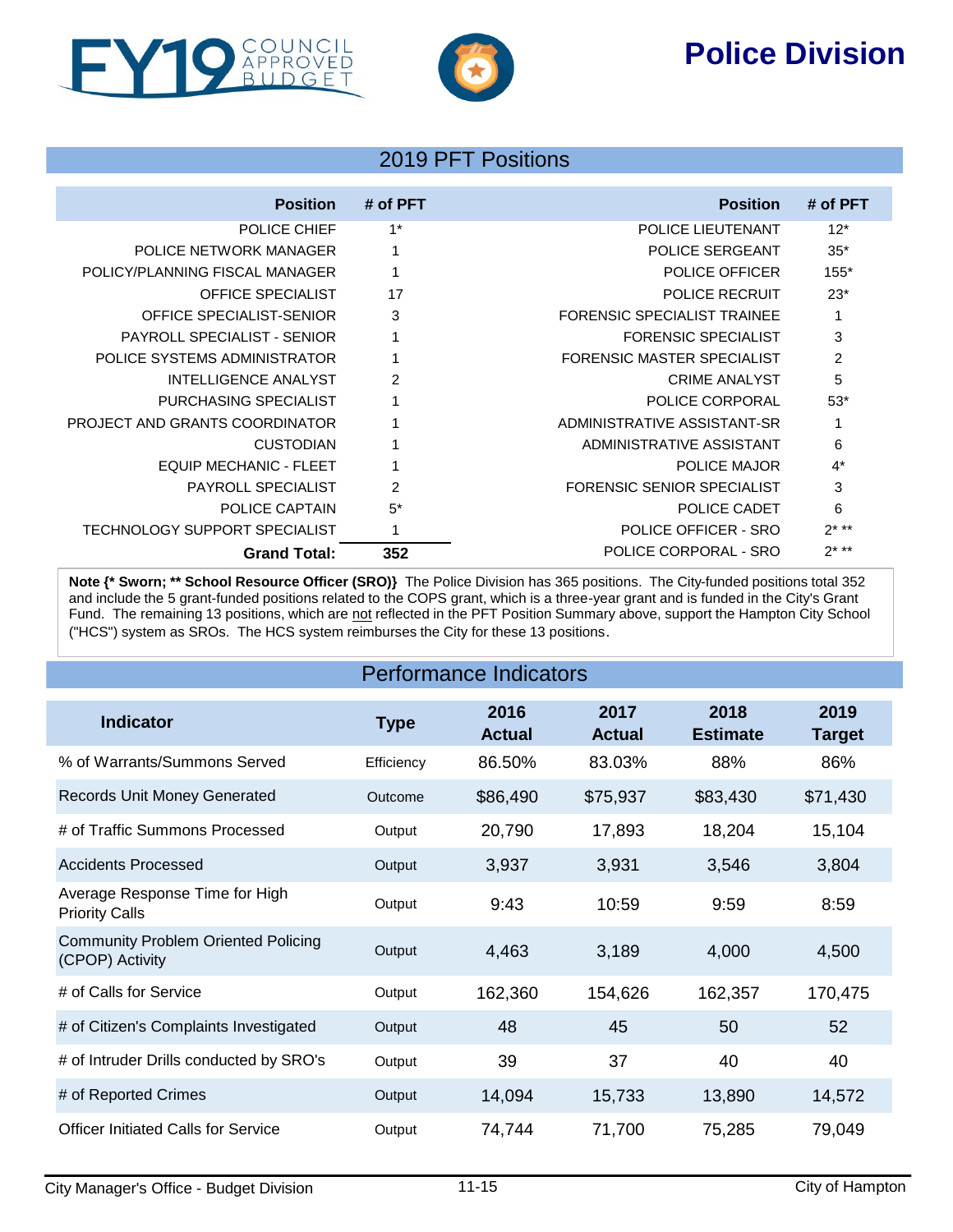# Police Division

FY19 COUNCIL APPROVED BUDGET

## 2019 PFT Positions

| Position | # of PFT | Position | # of PFT |
|---|---|---|---|
| POLICE CHIEF | 1* | POLICE LIEUTENANT | 12* |
| POLICE NETWORK MANAGER | 1 | POLICE SERGEANT | 35* |
| POLICY/PLANNING FISCAL MANAGER | 1 | POLICE OFFICER | 155* |
| OFFICE SPECIALIST | 17 | POLICE RECRUIT | 23* |
| OFFICE SPECIALIST-SENIOR | 3 | FORENSIC SPECIALIST TRAINEE | 1 |
| PAYROLL SPECIALIST - SENIOR | 1 | FORENSIC SPECIALIST | 3 |
| POLICE SYSTEMS ADMINISTRATOR | 1 | FORENSIC MASTER SPECIALIST | 2 |
| INTELLIGENCE ANALYST | 2 | CRIME ANALYST | 5 |
| PURCHASING SPECIALIST | 1 | POLICE CORPORAL | 53* |
| PROJECT AND GRANTS COORDINATOR | 1 | ADMINISTRATIVE ASSISTANT-SR | 1 |
| CUSTODIAN | 1 | ADMINISTRATIVE ASSISTANT | 6 |
| EQUIP MECHANIC - FLEET | 1 | POLICE MAJOR | 4* |
| PAYROLL SPECIALIST | 2 | FORENSIC SENIOR SPECIALIST | 3 |
| POLICE CAPTAIN | 5* | POLICE CADET | 6 |
| TECHNOLOGY SUPPORT SPECIALIST | 1 | POLICE OFFICER - SRO | 2* ** |
| **Grand Total:** | **352** | POLICE CORPORAL - SRO | 2* ** |

**Note {* Sworn; ** School Resource Officer (SRO)}** The Police Division has 365 positions. The City-funded positions total 352 and include the 5 grant-funded positions related to the COPS grant, which is a three-year grant and is funded in the City's Grant Fund. The remaining 13 positions, which are not reflected in the PFT Position Summary above, support the Hampton City School ("HCS") system as SROs. The HCS system reimburses the City for these 13 positions.

## Performance Indicators

| Indicator | Type | 2016 Actual | 2017 Actual | 2018 Estimate | 2019 Target |
|---|---|---|---|---|---|
| % of Warrants/Summons Served | Efficiency | 86.50% | 83.03% | 88% | 86% |
| Records Unit Money Generated | Outcome | $86,490 | $75,937 | $83,430 | $71,430 |
| # of Traffic Summons Processed | Output | 20,790 | 17,893 | 18,204 | 15,104 |
| Accidents Processed | Output | 3,937 | 3,931 | 3,546 | 3,804 |
| Average Response Time for High Priority Calls | Output | 9:43 | 10:59 | 9:59 | 8:59 |
| Community Problem Oriented Policing (CPOP) Activity | Output | 4,463 | 3,189 | 4,000 | 4,500 |
| # of Calls for Service | Output | 162,360 | 154,626 | 162,357 | 170,475 |
| # of Citizen's Complaints Investigated | Output | 48 | 45 | 50 | 52 |
| # of Intruder Drills conducted by SRO's | Output | 39 | 37 | 40 | 40 |
| # of Reported Crimes | Output | 14,094 | 15,733 | 13,890 | 14,572 |
| Officer Initiated Calls for Service | Output | 74,744 | 71,700 | 75,285 | 79,049 |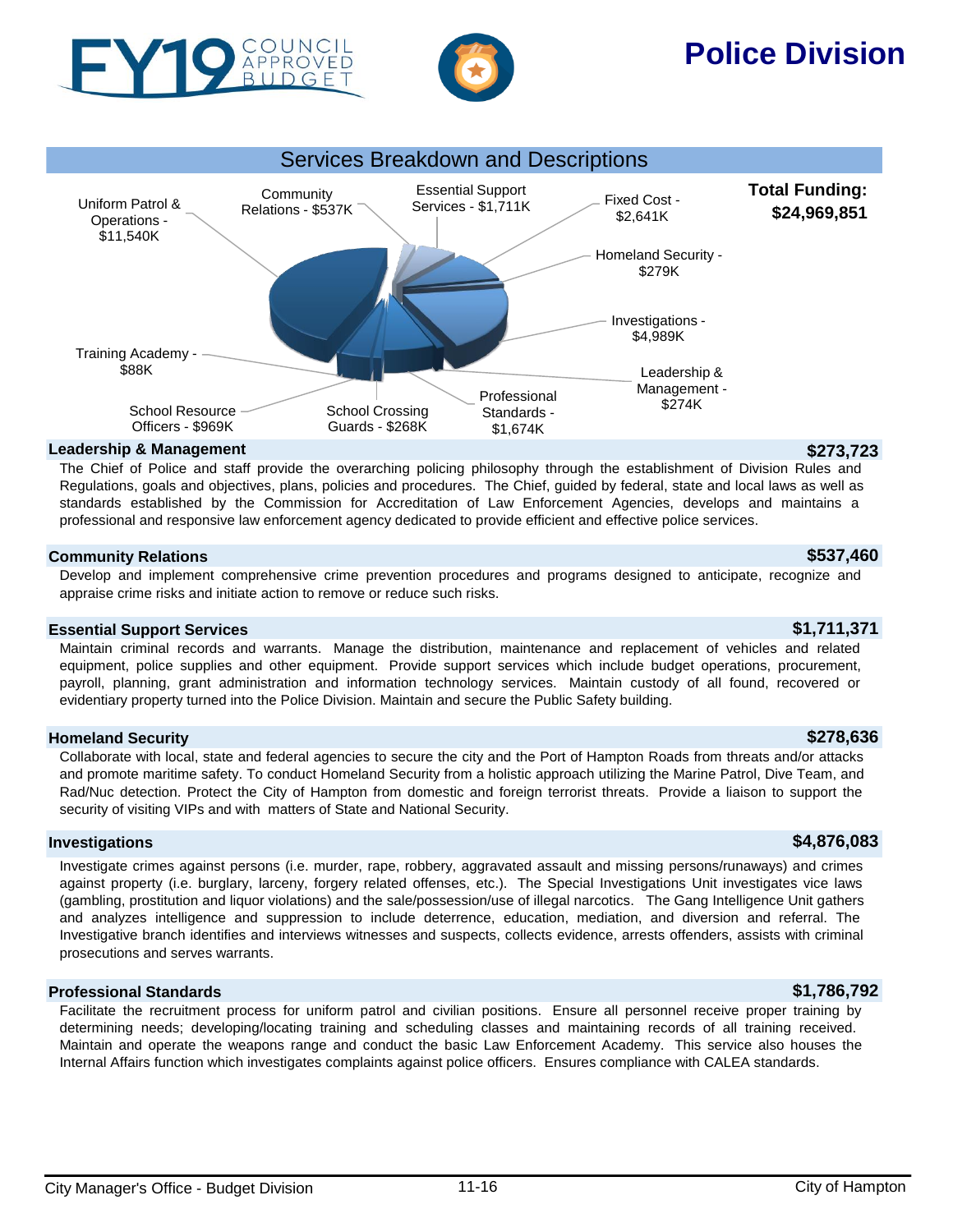# Police Division

FY19 COUNCIL APPROVED BUDGET

## Services Breakdown and Descriptions

**Total Funding: $24,969,851**

Uniform Patrol & Operations - $11,540K
Community Relations - $537K
Essential Support Services - $1,711K
Fixed Cost - $2,641K
Homeland Security - $279K
Investigations - $4,989K
Leadership & Management - $274K
Professional Standards - $1,674K
School Crossing Guards - $268K
School Resource Officers - $969K
Training Academy - $88K

### Leadership & Management — $273,723

The Chief of Police and staff provide the overarching policing philosophy through the establishment of Division Rules and Regulations, goals and objectives, plans, policies and procedures. The Chief, guided by federal, state and local laws as well as standards established by the Commission for Accreditation of Law Enforcement Agencies, develops and maintains a professional and responsive law enforcement agency dedicated to provide efficient and effective police services.

### Community Relations — $537,460

Develop and implement comprehensive crime prevention procedures and programs designed to anticipate, recognize and appraise crime risks and initiate action to remove or reduce such risks.

### Essential Support Services — $1,711,371

Maintain criminal records and warrants. Manage the distribution, maintenance and replacement of vehicles and related equipment, police supplies and other equipment. Provide support services which include budget operations, procurement, payroll, planning, grant administration and information technology services. Maintain custody of all found, recovered or evidentiary property turned into the Police Division. Maintain and secure the Public Safety building.

### Homeland Security — $278,636

Collaborate with local, state and federal agencies to secure the city and the Port of Hampton Roads from threats and/or attacks and promote maritime safety. To conduct Homeland Security from a holistic approach utilizing the Marine Patrol, Dive Team, and Rad/Nuc detection. Protect the City of Hampton from domestic and foreign terrorist threats. Provide a liaison to support the security of visiting VIPs and with matters of State and National Security.

### Investigations — $4,876,083

Investigate crimes against persons (i.e. murder, rape, robbery, aggravated assault and missing persons/runaways) and crimes against property (i.e. burglary, larceny, forgery related offenses, etc.). The Special Investigations Unit investigates vice laws (gambling, prostitution and liquor violations) and the sale/possession/use of illegal narcotics. The Gang Intelligence Unit gathers and analyzes intelligence and suppression to include deterrence, education, mediation, and diversion and referral. The Investigative branch identifies and interviews witnesses and suspects, collects evidence, arrests offenders, assists with criminal prosecutions and serves warrants.

### Professional Standards — $1,786,792

Facilitate the recruitment process for uniform patrol and civilian positions. Ensure all personnel receive proper training by determining needs; developing/locating training and scheduling classes and maintaining records of all training received. Maintain and operate the weapons range and conduct the basic Law Enforcement Academy. This service also houses the Internal Affairs function which investigates complaints against police officers. Ensures compliance with CALEA standards.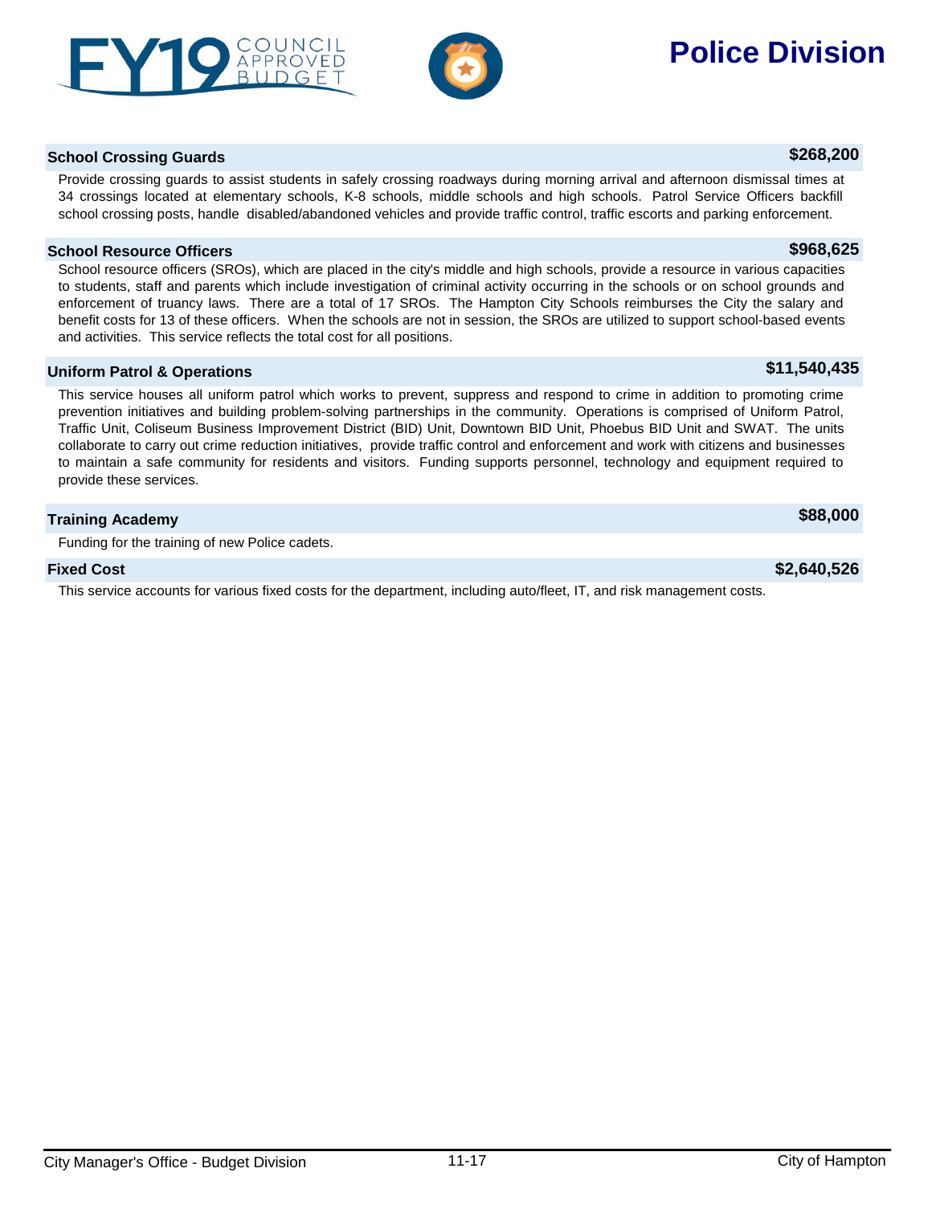### School Crossing Guards — $268,200

Provide crossing guards to assist students in safely crossing roadways during morning arrival and afternoon dismissal times at 34 crossings located at elementary schools, K-8 schools, middle schools and high schools. Patrol Service Officers backfill school crossing posts, handle disabled/abandoned vehicles and provide traffic control, traffic escorts and parking enforcement.

### School Resource Officers — $968,625

School resource officers (SROs), which are placed in the city's middle and high schools, provide a resource in various capacities to students, staff and parents which include investigation of criminal activity occurring in the schools or on school grounds and enforcement of truancy laws. There are a total of 17 SROs. The Hampton City Schools reimburses the City the salary and benefit costs for 13 of these officers. When the schools are not in session, the SROs are utilized to support school-based events and activities. This service reflects the total cost for all positions.

### Uniform Patrol & Operations — $11,540,435

This service houses all uniform patrol which works to prevent, suppress and respond to crime in addition to promoting crime prevention initiatives and building problem-solving partnerships in the community. Operations is comprised of Uniform Patrol, Traffic Unit, Coliseum Business Improvement District (BID) Unit, Downtown BID Unit, Phoebus BID Unit and SWAT. The units collaborate to carry out crime reduction initiatives, provide traffic control and enforcement and work with citizens and businesses to maintain a safe community for residents and visitors. Funding supports personnel, technology and equipment required to provide these services.

### Training Academy — $88,000

Funding for the training of new Police cadets.

### Fixed Cost — $2,640,526

This service accounts for various fixed costs for the department, including auto/fleet, IT, and risk management costs.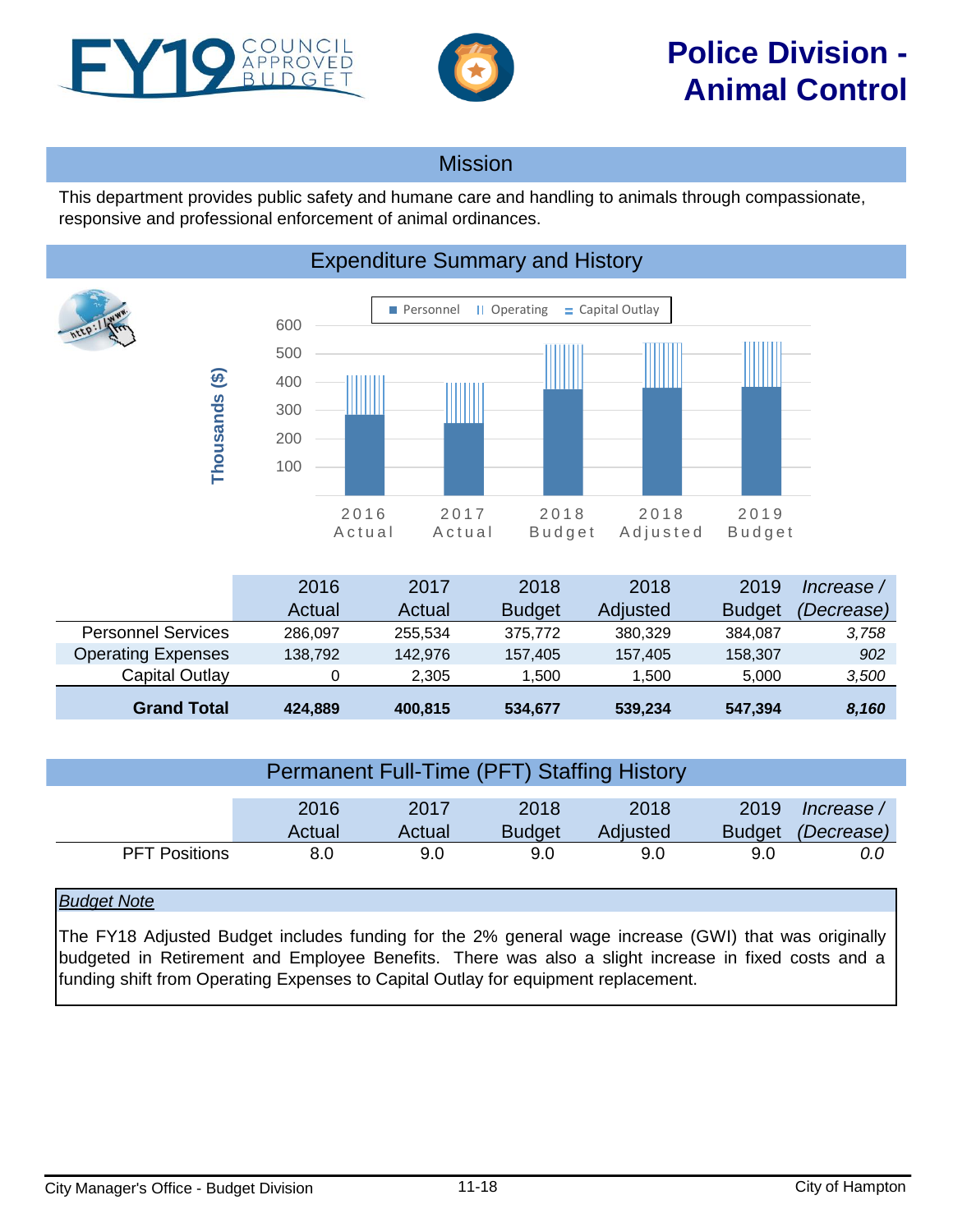FY19 COUNCIL APPROVED BUDGET

# Police Division - Animal Control

## Mission

This department provides public safety and humane care and handling to animals through compassionate, responsive and professional enforcement of animal ordinances.

## Expenditure Summary and History

| | 2016 Actual | 2017 Actual | 2018 Budget | 2018 Adjusted | 2019 Budget | *Increase / (Decrease)* |
|---|---|---|---|---|---|---|
| Personnel Services | 286,097 | 255,534 | 375,772 | 380,329 | 384,087 | *3,758* |
| Operating Expenses | 138,792 | 142,976 | 157,405 | 157,405 | 158,307 | *902* |
| Capital Outlay | 0 | 2,305 | 1,500 | 1,500 | 5,000 | *3,500* |
| **Grand Total** | **424,889** | **400,815** | **534,677** | **539,234** | **547,394** | ***8,160*** |

## Permanent Full-Time (PFT) Staffing History

| | 2016 Actual | 2017 Actual | 2018 Budget | 2018 Adjusted | 2019 Budget | *Increase / (Decrease)* |
|---|---|---|---|---|---|---|
| PFT Positions | 8.0 | 9.0 | 9.0 | 9.0 | 9.0 | *0.0* |

*Budget Note*

The FY18 Adjusted Budget includes funding for the 2% general wage increase (GWI) that was originally budgeted in Retirement and Employee Benefits. There was also a slight increase in fixed costs and a funding shift from Operating Expenses to Capital Outlay for equipment replacement.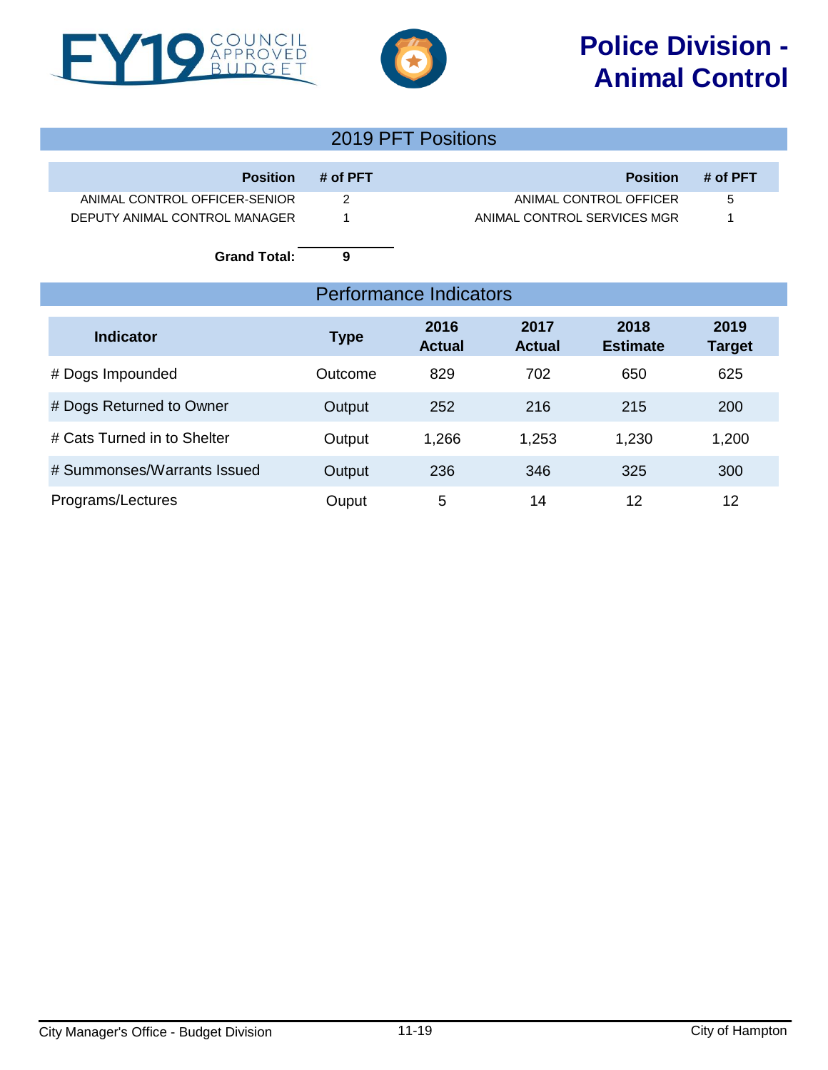# Police Division - Animal Control

FY19 COUNCIL APPROVED BUDGET

## 2019 PFT Positions

| Position | # of PFT | Position | # of PFT |
|---|---|---|---|
| ANIMAL CONTROL OFFICER-SENIOR | 2 | ANIMAL CONTROL OFFICER | 5 |
| DEPUTY ANIMAL CONTROL MANAGER | 1 | ANIMAL CONTROL SERVICES MGR | 1 |
| **Grand Total:** | **9** | | |

## Performance Indicators

| Indicator | Type | 2016 Actual | 2017 Actual | 2018 Estimate | 2019 Target |
|---|---|---|---|---|---|
| # Dogs Impounded | Outcome | 829 | 702 | 650 | 625 |
| # Dogs Returned to Owner | Output | 252 | 216 | 215 | 200 |
| # Cats Turned in to Shelter | Output | 1,266 | 1,253 | 1,230 | 1,200 |
| # Summonses/Warrants Issued | Output | 236 | 346 | 325 | 300 |
| Programs/Lectures | Ouput | 5 | 14 | 12 | 12 |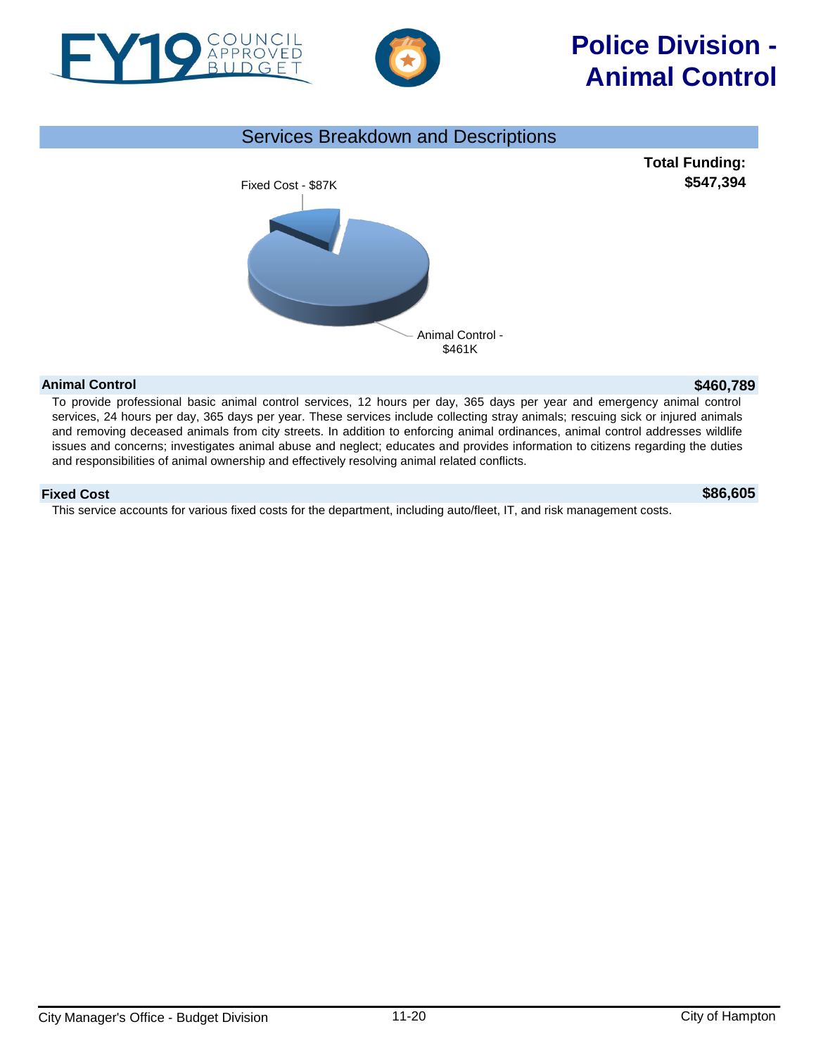# Police Division - Animal Control

FY19 COUNCIL APPROVED BUDGET

## Services Breakdown and Descriptions

**Total Funding: $547,394**

Fixed Cost - $87K

Animal Control - $461K

### Animal Control — $460,789

To provide professional basic animal control services, 12 hours per day, 365 days per year and emergency animal control services, 24 hours per day, 365 days per year. These services include collecting stray animals; rescuing sick or injured animals and removing deceased animals from city streets. In addition to enforcing animal ordinances, animal control addresses wildlife issues and concerns; investigates animal abuse and neglect; educates and provides information to citizens regarding the duties and responsibilities of animal ownership and effectively resolving animal related conflicts.

### Fixed Cost — $86,605

This service accounts for various fixed costs for the department, including auto/fleet, IT, and risk management costs.